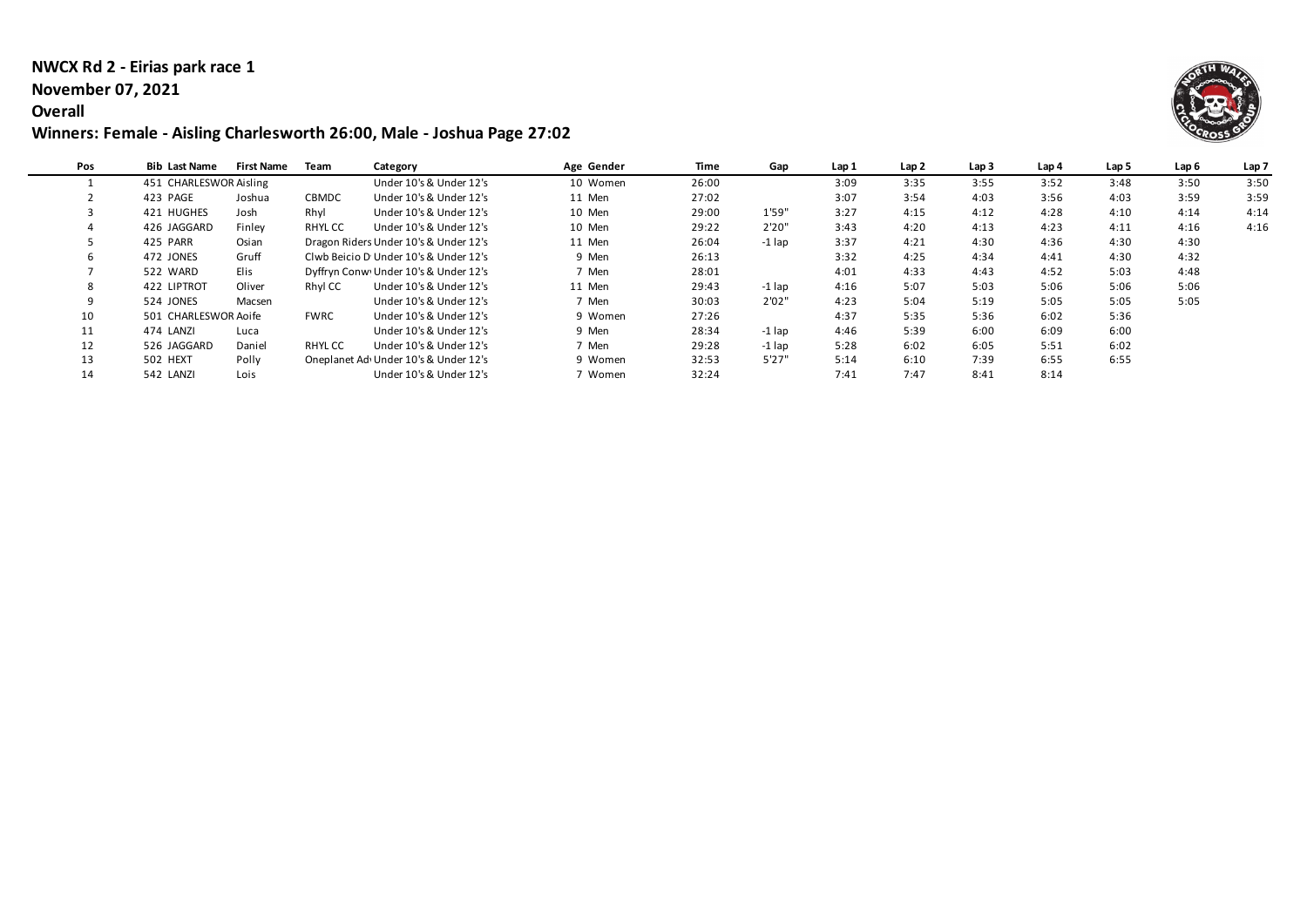# NWCX Rd 2 - Eirias park race 1

## November 07, 2021

## Overall

## Winners: Female - Aisling Charlesworth 26:00, Male - Joshua Page 27:02

| Pos | Bib | Last Name | First Name | Team | Category | Age | Gender | Time | Gap | Lap 1 | Lap 2 | Lap 3 | Lap 4 | Lap 5 | Lap 6 | Lap 7 |
|---|---|---|---|---|---|---|---|---|---|---|---|---|---|---|---|---|
| 1 | 451 | CHARLESWOR | Aisling | | Under 10's & Under 12's | 10 | Women | 26:00 | | 3:09 | 3:35 | 3:55 | 3:52 | 3:48 | 3:50 | 3:50 |
| 2 | 423 | PAGE | Joshua | CBMDC | Under 10's & Under 12's | 11 | Men | 27:02 | | 3:07 | 3:54 | 4:03 | 3:56 | 4:03 | 3:59 | 3:59 |
| 3 | 421 | HUGHES | Josh | Rhyl | Under 10's & Under 12's | 10 | Men | 29:00 | 1'59" | 3:27 | 4:15 | 4:12 | 4:28 | 4:10 | 4:14 | 4:14 |
| 4 | 426 | JAGGARD | Finley | RHYL CC | Under 10's & Under 12's | 10 | Men | 29:22 | 2'20" | 3:43 | 4:20 | 4:13 | 4:23 | 4:11 | 4:16 | 4:16 |
| 5 | 425 | PARR | Osian | Dragon Riders | Under 10's & Under 12's | 11 | Men | 26:04 | -1 lap | 3:37 | 4:21 | 4:30 | 4:36 | 4:30 | 4:30 | |
| 6 | 472 | JONES | Gruff | Clwb Beicio D | Under 10's & Under 12's | 9 | Men | 26:13 | | 3:32 | 4:25 | 4:34 | 4:41 | 4:30 | 4:32 | |
| 7 | 522 | WARD | Elis | Dyffryn Conw | Under 10's & Under 12's | 7 | Men | 28:01 | | 4:01 | 4:33 | 4:43 | 4:52 | 5:03 | 4:48 | |
| 8 | 422 | LIPTROT | Oliver | Rhyl CC | Under 10's & Under 12's | 11 | Men | 29:43 | -1 lap | 4:16 | 5:07 | 5:03 | 5:06 | 5:06 | 5:06 | |
| 9 | 524 | JONES | Macsen | | Under 10's & Under 12's | 7 | Men | 30:03 | 2'02" | 4:23 | 5:04 | 5:19 | 5:05 | 5:05 | 5:05 | |
| 10 | 501 | CHARLESWOR | Aoife | FWRC | Under 10's & Under 12's | 9 | Women | 27:26 | | 4:37 | 5:35 | 5:36 | 6:02 | 5:36 | | |
| 11 | 474 | LANZI | Luca | | Under 10's & Under 12's | 9 | Men | 28:34 | -1 lap | 4:46 | 5:39 | 6:00 | 6:09 | 6:00 | | |
| 12 | 526 | JAGGARD | Daniel | RHYL CC | Under 10's & Under 12's | 7 | Men | 29:28 | -1 lap | 5:28 | 6:02 | 6:05 | 5:51 | 6:02 | | |
| 13 | 502 | HEXT | Polly | Oneplanet Adv | Under 10's & Under 12's | 9 | Women | 32:53 | 5'27" | 5:14 | 6:10 | 7:39 | 6:55 | 6:55 | | |
| 14 | 542 | LANZI | Lois | | Under 10's & Under 12's | 7 | Women | 32:24 | | 7:41 | 7:47 | 8:41 | 8:14 | | | |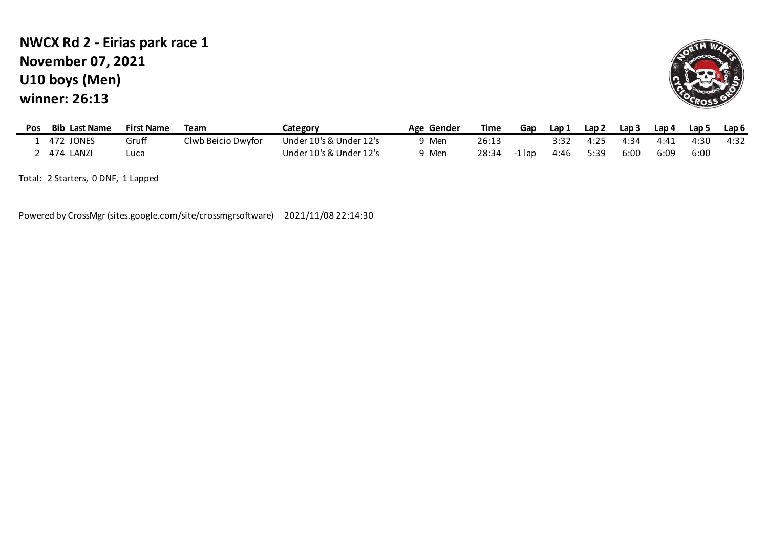**NWCX Rd 2 - Eirias park race 1**
**November 07, 2021**
**U10 boys (Men)**
**winner: 26:13**

| Pos | Bib | Last Name | First Name | Team | Category | Age | Gender | Time | Gap | Lap 1 | Lap 2 | Lap 3 | Lap 4 | Lap 5 | Lap 6 |
|---|---|---|---|---|---|---|---|---|---|---|---|---|---|---|---|
| 1 | 472 | JONES | Gruff | Clwb Beicio Dwyfor | Under 10's & Under 12's | 9 | Men | 26:13 | | 3:32 | 4:25 | 4:34 | 4:41 | 4:30 | 4:32 |
| 2 | 474 | LANZI | Luca | | Under 10's & Under 12's | 9 | Men | 28:34 | -1 lap | 4:46 | 5:39 | 6:00 | 6:09 | 6:00 | |

Total: 2 Starters, 0 DNF, 1 Lapped

Powered by CrossMgr (sites.google.com/site/crossmgrsoftware) 2021/11/08 22:14:30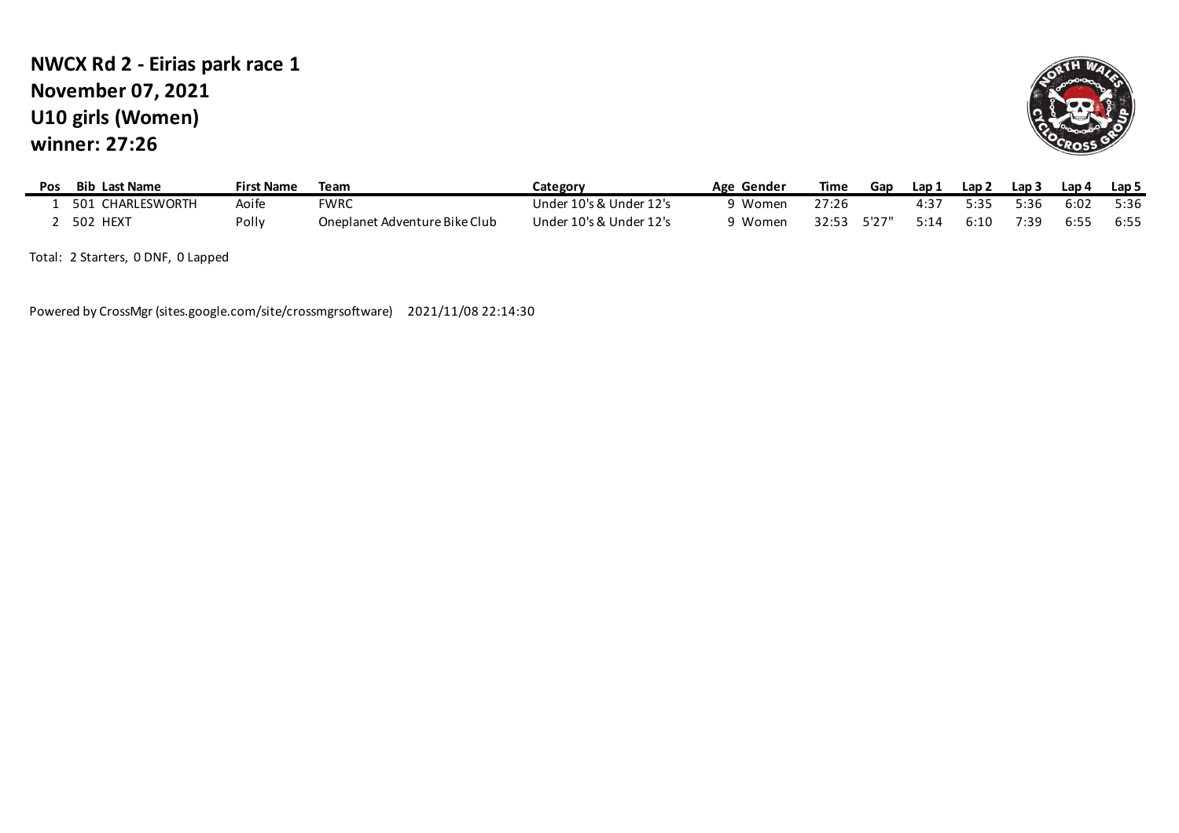# NWCX Rd 2 - Eirias park race 1
## November 07, 2021
## U10 girls (Women)
## winner: 27:26

| Pos | Bib | Last Name | First Name | Team | Category | Age | Gender | Time | Gap | Lap 1 | Lap 2 | Lap 3 | Lap 4 | Lap 5 |
|---|---|---|---|---|---|---|---|---|---|---|---|---|---|---|
| 1 | 501 | CHARLESWORTH | Aoife | FWRC | Under 10's & Under 12's | 9 | Women | 27:26 | | 4:37 | 5:35 | 5:36 | 6:02 | 5:36 |
| 2 | 502 | HEXT | Polly | Oneplanet Adventure Bike Club | Under 10's & Under 12's | 9 | Women | 32:53 | 5'27" | 5:14 | 6:10 | 7:39 | 6:55 | 6:55 |

Total: 2 Starters, 0 DNF, 0 Lapped

Powered by CrossMgr (sites.google.com/site/crossmgrsoftware) 2021/11/08 22:14:30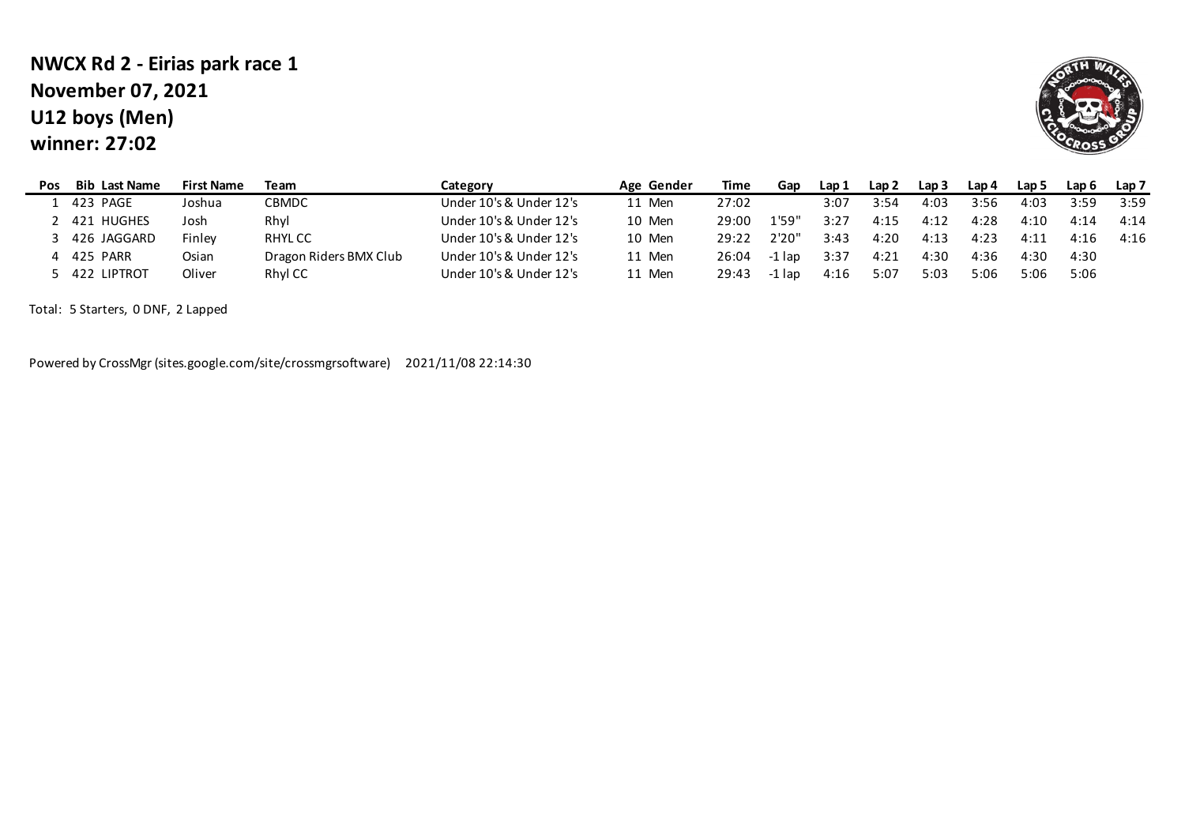# NWCX Rd 2 - Eirias park race 1
## November 07, 2021
## U12 boys (Men)
## winner: 27:02

| Pos | Bib | Last Name | First Name | Team | Category | Age | Gender | Time | Gap | Lap 1 | Lap 2 | Lap 3 | Lap 4 | Lap 5 | Lap 6 | Lap 7 |
|---|---|---|---|---|---|---|---|---|---|---|---|---|---|---|---|---|
| 1 | 423 | PAGE | Joshua | CBMDC | Under 10's & Under 12's | 11 | Men | 27:02 | | 3:07 | 3:54 | 4:03 | 3:56 | 4:03 | 3:59 | 3:59 |
| 2 | 421 | HUGHES | Josh | Rhyl | Under 10's & Under 12's | 10 | Men | 29:00 | 1'59" | 3:27 | 4:15 | 4:12 | 4:28 | 4:10 | 4:14 | 4:14 |
| 3 | 426 | JAGGARD | Finley | RHYL CC | Under 10's & Under 12's | 10 | Men | 29:22 | 2'20" | 3:43 | 4:20 | 4:13 | 4:23 | 4:11 | 4:16 | 4:16 |
| 4 | 425 | PARR | Osian | Dragon Riders BMX Club | Under 10's & Under 12's | 11 | Men | 26:04 | -1 lap | 3:37 | 4:21 | 4:30 | 4:36 | 4:30 | 4:30 | |
| 5 | 422 | LIPTROT | Oliver | Rhyl CC | Under 10's & Under 12's | 11 | Men | 29:43 | -1 lap | 4:16 | 5:07 | 5:03 | 5:06 | 5:06 | 5:06 | |

Total: 5 Starters, 0 DNF, 2 Lapped

Powered by CrossMgr (sites.google.com/site/crossmgrsoftware) 2021/11/08 22:14:30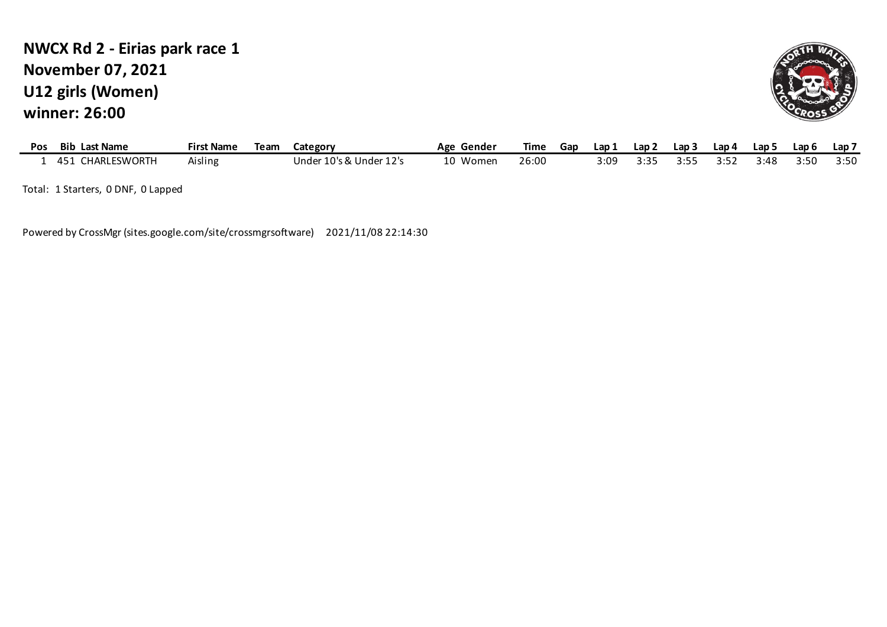# NWCX Rd 2 - Eirias park race 1
# November 07, 2021
# U12 girls (Women)
# winner: 26:00

| Pos | Bib | Last Name | First Name | Team | Category | Age | Gender | Time | Gap | Lap 1 | Lap 2 | Lap 3 | Lap 4 | Lap 5 | Lap 6 | Lap 7 |
|---|---|---|---|---|---|---|---|---|---|---|---|---|---|---|---|---|
| 1 | 451 | CHARLESWORTH | Aisling | | Under 10's & Under 12's | 10 | Women | 26:00 | | 3:09 | 3:35 | 3:55 | 3:52 | 3:48 | 3:50 | 3:50 |

Total: 1 Starters, 0 DNF, 0 Lapped

Powered by CrossMgr (sites.google.com/site/crossmgrsoftware) 2021/11/08 22:14:30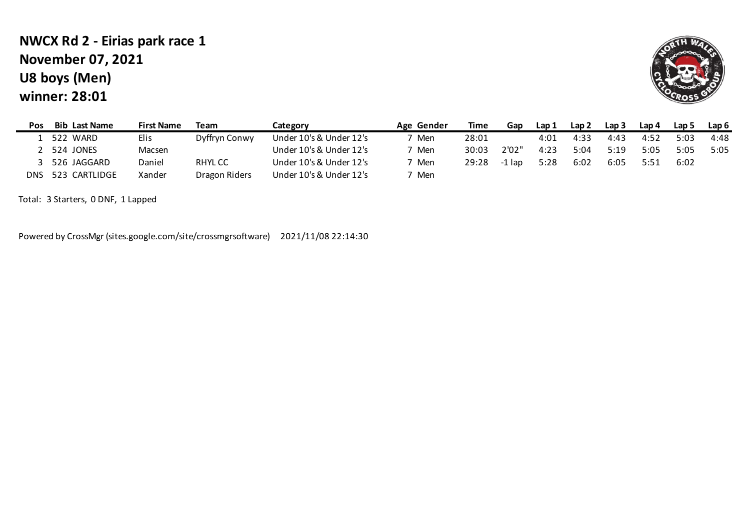# NWCX Rd 2 - Eirias park race 1
## November 07, 2021
## U8 boys (Men)
## winner: 28:01

| Pos | Bib | Last Name | First Name | Team | Category | Age | Gender | Time | Gap | Lap 1 | Lap 2 | Lap 3 | Lap 4 | Lap 5 | Lap 6 |
|---|---|---|---|---|---|---|---|---|---|---|---|---|---|---|---|
| 1 | 522 | WARD | Elis | Dyffryn Conwy | Under 10's & Under 12's | 7 | Men | 28:01 | | 4:01 | 4:33 | 4:43 | 4:52 | 5:03 | 4:48 |
| 2 | 524 | JONES | Macsen | | Under 10's & Under 12's | 7 | Men | 30:03 | 2'02" | 4:23 | 5:04 | 5:19 | 5:05 | 5:05 | 5:05 |
| 3 | 526 | JAGGARD | Daniel | RHYL CC | Under 10's & Under 12's | 7 | Men | 29:28 | -1 lap | 5:28 | 6:02 | 6:05 | 5:51 | 6:02 | |
| DNS | 523 | CARTLIDGE | Xander | Dragon Riders | Under 10's & Under 12's | 7 | Men | | | | | | | | |

Total: 3 Starters, 0 DNF, 1 Lapped

Powered by CrossMgr (sites.google.com/site/crossmgrsoftware) 2021/11/08 22:14:30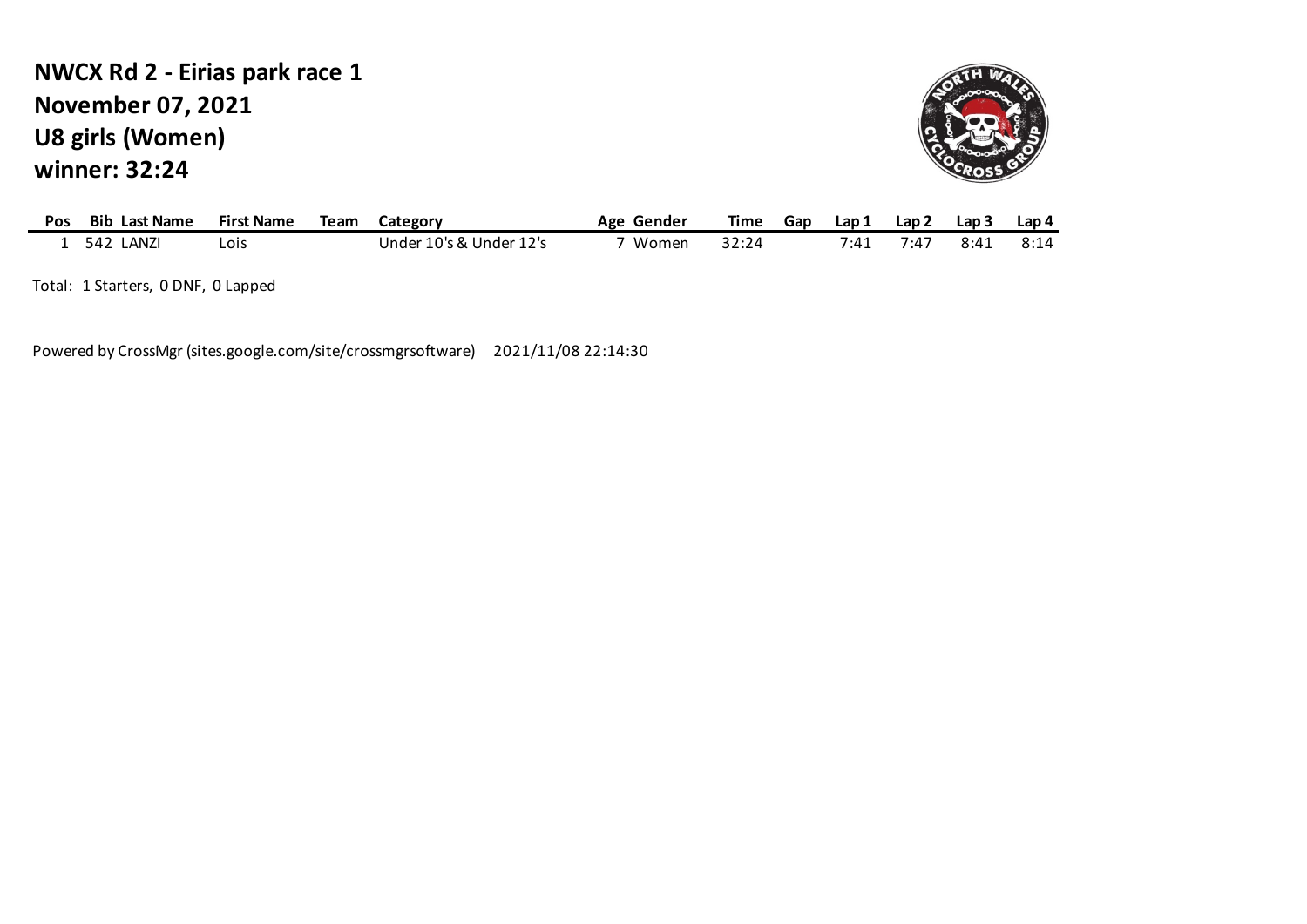# NWCX Rd 2 - Eirias park race 1
## November 07, 2021
## U8 girls (Women)
## winner: 32:24

| Pos | Bib | Last Name | First Name | Team | Category | Age | Gender | Time | Gap | Lap 1 | Lap 2 | Lap 3 | Lap 4 |
|---|---|---|---|---|---|---|---|---|---|---|---|---|---|
| 1 | 542 | LANZI | Lois | | Under 10's & Under 12's | 7 | Women | 32:24 | | 7:41 | 7:47 | 8:41 | 8:14 |

Total: 1 Starters, 0 DNF, 0 Lapped

Powered by CrossMgr (sites.google.com/site/crossmgrsoftware) 2021/11/08 22:14:30